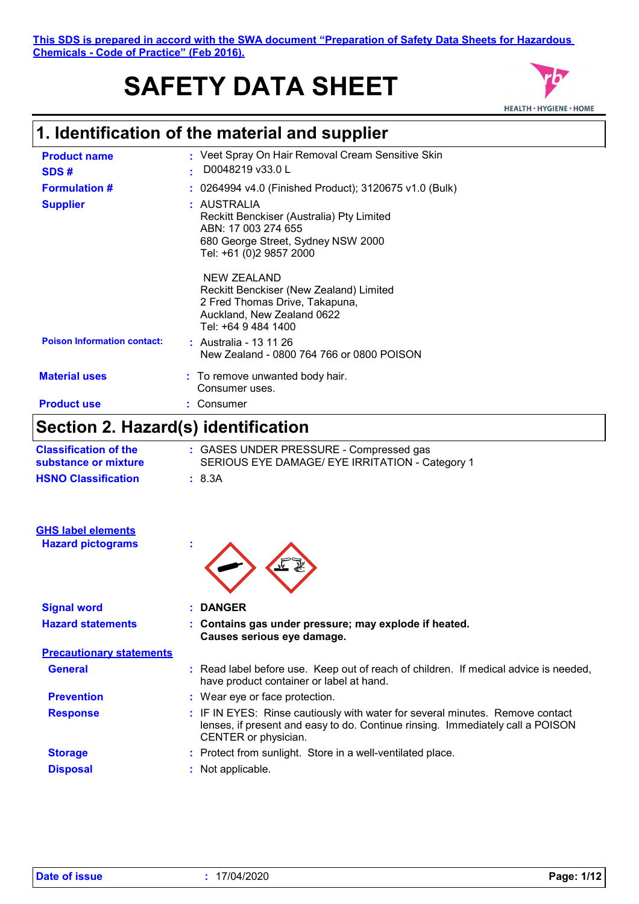This SDS is prepared in accord with the SWA document "Preparation of Safety Data Sheets for Hazardous Chemicals - Code of Practice" (Feb 2016).

# SAFETY DATA SHEET

## 1. Identification of the material and supplier

| | | |
|---|---|---|
| **Product name** | : | Veet Spray On Hair Removal Cream Sensitive Skin |
| **SDS #** | : | D0048219 v33.0 L |
| **Formulation #** | : | 0264994 v4.0 (Finished Product); 3120675 v1.0 (Bulk) |
| **Supplier** | : | AUSTRALIA<br>Reckitt Benckiser (Australia) Pty Limited<br>ABN: 17 003 274 655<br>680 George Street, Sydney NSW 2000<br>Tel: +61 (0)2 9857 2000<br><br>NEW ZEALAND<br>Reckitt Benckiser (New Zealand) Limited<br>2 Fred Thomas Drive, Takapuna,<br>Auckland, New Zealand 0622<br>Tel: +64 9 484 1400 |
| **Poison Information contact:** | : | Australia - 13 11 26<br>New Zealand - 0800 764 766 or 0800 POISON |
| **Material uses** | : | To remove unwanted body hair.<br>Consumer uses. |
| **Product use** | : | Consumer |

## Section 2. Hazard(s) identification

| | | |
|---|---|---|
| **Classification of the substance or mixture** | : | GASES UNDER PRESSURE - Compressed gas<br>SERIOUS EYE DAMAGE/ EYE IRRITATION - Category 1 |
| **HSNO Classification** | : | 8.3A |

**GHS label elements**

| | | |
|---|---|---|
| **Hazard pictograms** | : | |
| **Signal word** | : | **DANGER** |
| **Hazard statements** | : | **Contains gas under pressure; may explode if heated.**<br>**Causes serious eye damage.** |

**Precautionary statements**

| | | |
|---|---|---|
| **General** | : | Read label before use. Keep out of reach of children. If medical advice is needed, have product container or label at hand. |
| **Prevention** | : | Wear eye or face protection. |
| **Response** | : | IF IN EYES: Rinse cautiously with water for several minutes. Remove contact lenses, if present and easy to do. Continue rinsing. Immediately call a POISON CENTER or physician. |
| **Storage** | : | Protect from sunlight. Store in a well-ventilated place. |
| **Disposal** | : | Not applicable. |

**Date of issue** : 17/04/2020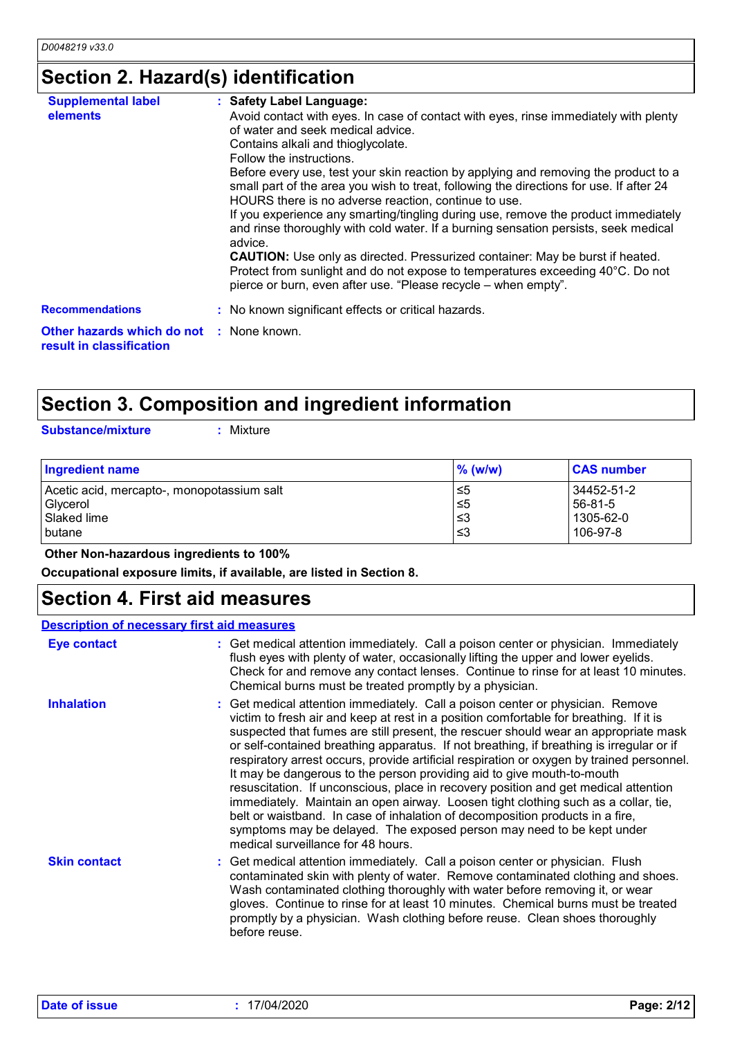## Section 2. Hazard(s) identification

**Supplemental label elements** : **Safety Label Language:**
Avoid contact with eyes. In case of contact with eyes, rinse immediately with plenty of water and seek medical advice.
Contains alkali and thioglycolate.
Follow the instructions.
Before every use, test your skin reaction by applying and removing the product to a small part of the area you wish to treat, following the directions for use. If after 24 HOURS there is no adverse reaction, continue to use.
If you experience any smarting/tingling during use, remove the product immediately and rinse thoroughly with cold water. If a burning sensation persists, seek medical advice.
**CAUTION:** Use only as directed. Pressurized container: May be burst if heated. Protect from sunlight and do not expose to temperatures exceeding 40°C. Do not pierce or burn, even after use. “Please recycle – when empty”.

**Recommendations** : No known significant effects or critical hazards.

**Other hazards which do not result in classification** : None known.

## Section 3. Composition and ingredient information

**Substance/mixture** : Mixture

| Ingredient name | % (w/w) | CAS number |
|---|---|---|
| Acetic acid, mercapto-, monopotassium salt | ≤5 | 34452-51-2 |
| Glycerol | ≤5 | 56-81-5 |
| Slaked lime | ≤3 | 1305-62-0 |
| butane | ≤3 | 106-97-8 |

**Other Non-hazardous ingredients to 100%**

**Occupational exposure limits, if available, are listed in Section 8.**

## Section 4. First aid measures

**Description of necessary first aid measures**

**Eye contact** : Get medical attention immediately. Call a poison center or physician. Immediately flush eyes with plenty of water, occasionally lifting the upper and lower eyelids. Check for and remove any contact lenses. Continue to rinse for at least 10 minutes. Chemical burns must be treated promptly by a physician.

**Inhalation** : Get medical attention immediately. Call a poison center or physician. Remove victim to fresh air and keep at rest in a position comfortable for breathing. If it is suspected that fumes are still present, the rescuer should wear an appropriate mask or self-contained breathing apparatus. If not breathing, if breathing is irregular or if respiratory arrest occurs, provide artificial respiration or oxygen by trained personnel. It may be dangerous to the person providing aid to give mouth-to-mouth resuscitation. If unconscious, place in recovery position and get medical attention immediately. Maintain an open airway. Loosen tight clothing such as a collar, tie, belt or waistband. In case of inhalation of decomposition products in a fire, symptoms may be delayed. The exposed person may need to be kept under medical surveillance for 48 hours.

**Skin contact** : Get medical attention immediately. Call a poison center or physician. Flush contaminated skin with plenty of water. Remove contaminated clothing and shoes. Wash contaminated clothing thoroughly with water before removing it, or wear gloves. Continue to rinse for at least 10 minutes. Chemical burns must be treated promptly by a physician. Wash clothing before reuse. Clean shoes thoroughly before reuse.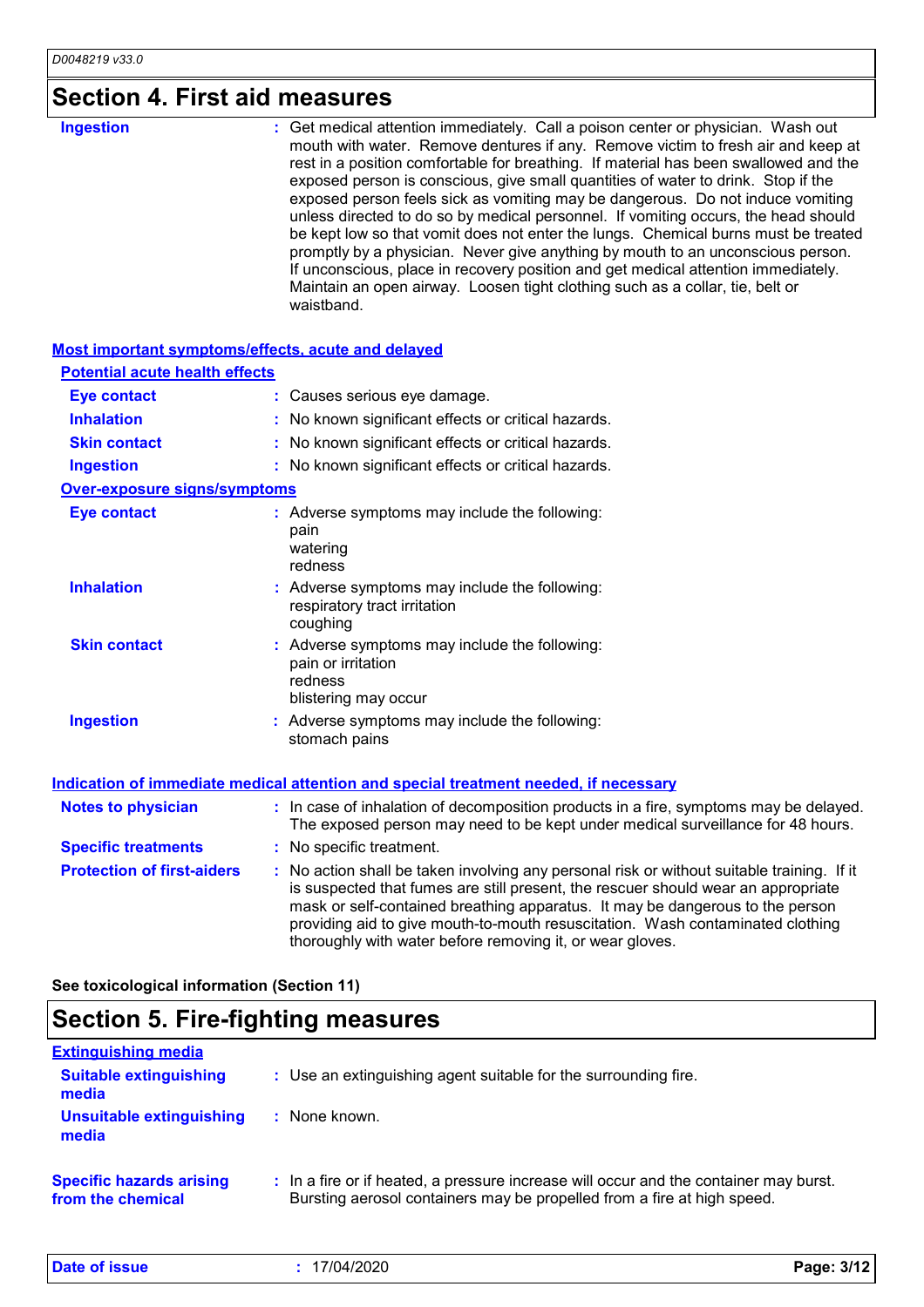## Section 4. First aid measures

**Ingestion** : Get medical attention immediately. Call a poison center or physician. Wash out mouth with water. Remove dentures if any. Remove victim to fresh air and keep at rest in a position comfortable for breathing. If material has been swallowed and the exposed person is conscious, give small quantities of water to drink. Stop if the exposed person feels sick as vomiting may be dangerous. Do not induce vomiting unless directed to do so by medical personnel. If vomiting occurs, the head should be kept low so that vomit does not enter the lungs. Chemical burns must be treated promptly by a physician. Never give anything by mouth to an unconscious person. If unconscious, place in recovery position and get medical attention immediately. Maintain an open airway. Loosen tight clothing such as a collar, tie, belt or waistband.

### Most important symptoms/effects, acute and delayed

#### Potential acute health effects

**Eye contact** : Causes serious eye damage.

**Inhalation** : No known significant effects or critical hazards.

**Skin contact** : No known significant effects or critical hazards.

**Ingestion** : No known significant effects or critical hazards.

#### Over-exposure signs/symptoms

**Eye contact** : Adverse symptoms may include the following:
pain
watering
redness

**Inhalation** : Adverse symptoms may include the following:
respiratory tract irritation
coughing

**Skin contact** : Adverse symptoms may include the following:
pain or irritation
redness
blistering may occur

**Ingestion** : Adverse symptoms may include the following:
stomach pains

### Indication of immediate medical attention and special treatment needed, if necessary

**Notes to physician** : In case of inhalation of decomposition products in a fire, symptoms may be delayed. The exposed person may need to be kept under medical surveillance for 48 hours.

**Specific treatments** : No specific treatment.

**Protection of first-aiders** : No action shall be taken involving any personal risk or without suitable training. If it is suspected that fumes are still present, the rescuer should wear an appropriate mask or self-contained breathing apparatus. It may be dangerous to the person providing aid to give mouth-to-mouth resuscitation. Wash contaminated clothing thoroughly with water before removing it, or wear gloves.

**See toxicological information (Section 11)**

## Section 5. Fire-fighting measures

### Extinguishing media

**Suitable extinguishing media** : Use an extinguishing agent suitable for the surrounding fire.

**Unsuitable extinguishing media** : None known.

**Specific hazards arising from the chemical** : In a fire or if heated, a pressure increase will occur and the container may burst. Bursting aerosol containers may be propelled from a fire at high speed.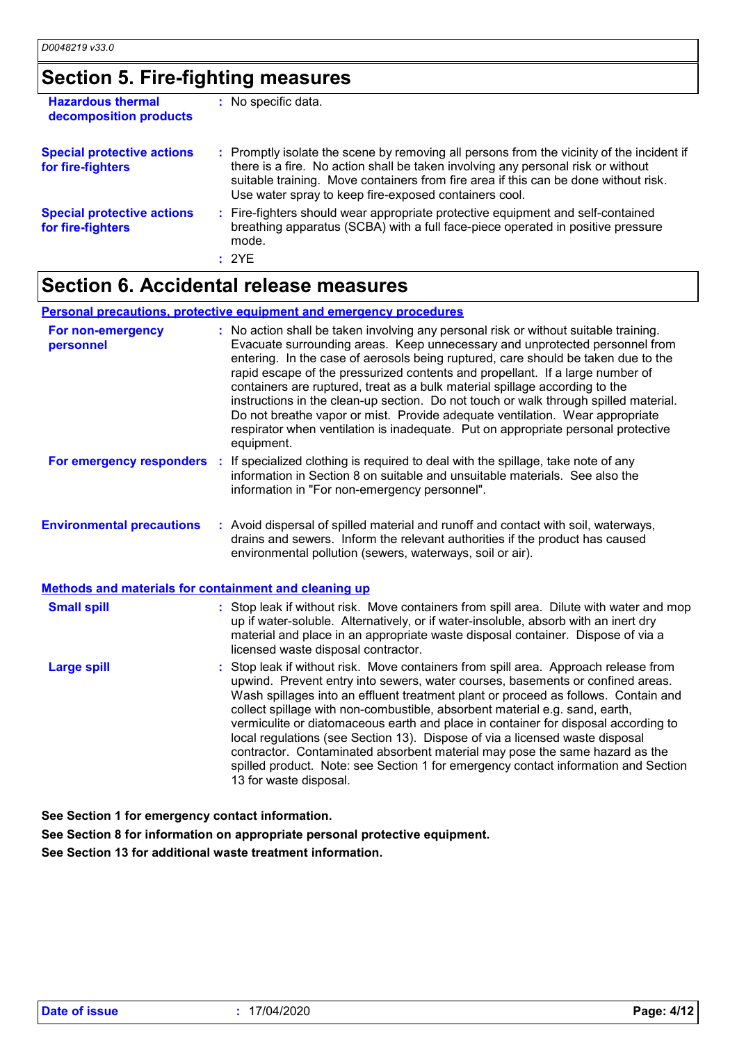## Section 5. Fire-fighting measures

**Hazardous thermal decomposition products** : No specific data.

**Special protective actions for fire-fighters** : Promptly isolate the scene by removing all persons from the vicinity of the incident if there is a fire. No action shall be taken involving any personal risk or without suitable training. Move containers from fire area if this can be done without risk. Use water spray to keep fire-exposed containers cool.

**Special protective actions for fire-fighters** : Fire-fighters should wear appropriate protective equipment and self-contained breathing apparatus (SCBA) with a full face-piece operated in positive pressure mode.

: 2YE

## Section 6. Accidental release measures

### Personal precautions, protective equipment and emergency procedures

**For non-emergency personnel** : No action shall be taken involving any personal risk or without suitable training. Evacuate surrounding areas. Keep unnecessary and unprotected personnel from entering. In the case of aerosols being ruptured, care should be taken due to the rapid escape of the pressurized contents and propellant. If a large number of containers are ruptured, treat as a bulk material spillage according to the instructions in the clean-up section. Do not touch or walk through spilled material. Do not breathe vapor or mist. Provide adequate ventilation. Wear appropriate respirator when ventilation is inadequate. Put on appropriate personal protective equipment.

**For emergency responders** : If specialized clothing is required to deal with the spillage, take note of any information in Section 8 on suitable and unsuitable materials. See also the information in "For non-emergency personnel".

**Environmental precautions** : Avoid dispersal of spilled material and runoff and contact with soil, waterways, drains and sewers. Inform the relevant authorities if the product has caused environmental pollution (sewers, waterways, soil or air).

### Methods and materials for containment and cleaning up

**Small spill** : Stop leak if without risk. Move containers from spill area. Dilute with water and mop up if water-soluble. Alternatively, or if water-insoluble, absorb with an inert dry material and place in an appropriate waste disposal container. Dispose of via a licensed waste disposal contractor.

**Large spill** : Stop leak if without risk. Move containers from spill area. Approach release from upwind. Prevent entry into sewers, water courses, basements or confined areas. Wash spillages into an effluent treatment plant or proceed as follows. Contain and collect spillage with non-combustible, absorbent material e.g. sand, earth, vermiculite or diatomaceous earth and place in container for disposal according to local regulations (see Section 13). Dispose of via a licensed waste disposal contractor. Contaminated absorbent material may pose the same hazard as the spilled product. Note: see Section 1 for emergency contact information and Section 13 for waste disposal.

**See Section 1 for emergency contact information.**
**See Section 8 for information on appropriate personal protective equipment.**
**See Section 13 for additional waste treatment information.**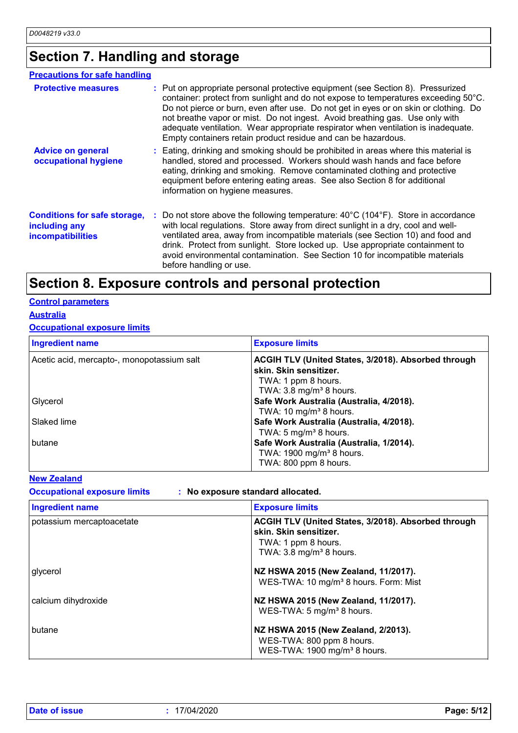## Section 7. Handling and storage

### Precautions for safe handling

**Protective measures** : Put on appropriate personal protective equipment (see Section 8). Pressurized container: protect from sunlight and do not expose to temperatures exceeding 50°C. Do not pierce or burn, even after use. Do not get in eyes or on skin or clothing. Do not breathe vapor or mist. Do not ingest. Avoid breathing gas. Use only with adequate ventilation. Wear appropriate respirator when ventilation is inadequate. Empty containers retain product residue and can be hazardous.

**Advice on general occupational hygiene** : Eating, drinking and smoking should be prohibited in areas where this material is handled, stored and processed. Workers should wash hands and face before eating, drinking and smoking. Remove contaminated clothing and protective equipment before entering eating areas. See also Section 8 for additional information on hygiene measures.

**Conditions for safe storage, including any incompatibilities** : Do not store above the following temperature: 40°C (104°F). Store in accordance with local regulations. Store away from direct sunlight in a dry, cool and well-ventilated area, away from incompatible materials (see Section 10) and food and drink. Protect from sunlight. Store locked up. Use appropriate containment to avoid environmental contamination. See Section 10 for incompatible materials before handling or use.

## Section 8. Exposure controls and personal protection

### Control parameters

### Australia

### Occupational exposure limits

| Ingredient name | Exposure limits |
|---|---|
| Acetic acid, mercapto-, monopotassium salt | **ACGIH TLV (United States, 3/2018). Absorbed through skin. Skin sensitizer.**<br>TWA: 1 ppm 8 hours.<br>TWA: 3.8 mg/m³ 8 hours. |
| Glycerol | **Safe Work Australia (Australia, 4/2018).**<br>TWA: 10 mg/m³ 8 hours. |
| Slaked lime | **Safe Work Australia (Australia, 4/2018).**<br>TWA: 5 mg/m³ 8 hours. |
| butane | **Safe Work Australia (Australia, 1/2014).**<br>TWA: 1900 mg/m³ 8 hours.<br>TWA: 800 ppm 8 hours. |

### New Zealand

**Occupational exposure limits** : **No exposure standard allocated.**

| Ingredient name | Exposure limits |
|---|---|
| potassium mercaptoacetate | **ACGIH TLV (United States, 3/2018). Absorbed through skin. Skin sensitizer.**<br>TWA: 1 ppm 8 hours.<br>TWA: 3.8 mg/m³ 8 hours. |
| glycerol | **NZ HSWA 2015 (New Zealand, 11/2017).**<br>WES-TWA: 10 mg/m³ 8 hours. Form: Mist |
| calcium dihydroxide | **NZ HSWA 2015 (New Zealand, 11/2017).**<br>WES-TWA: 5 mg/m³ 8 hours. |
| butane | **NZ HSWA 2015 (New Zealand, 2/2013).**<br>WES-TWA: 800 ppm 8 hours.<br>WES-TWA: 1900 mg/m³ 8 hours. |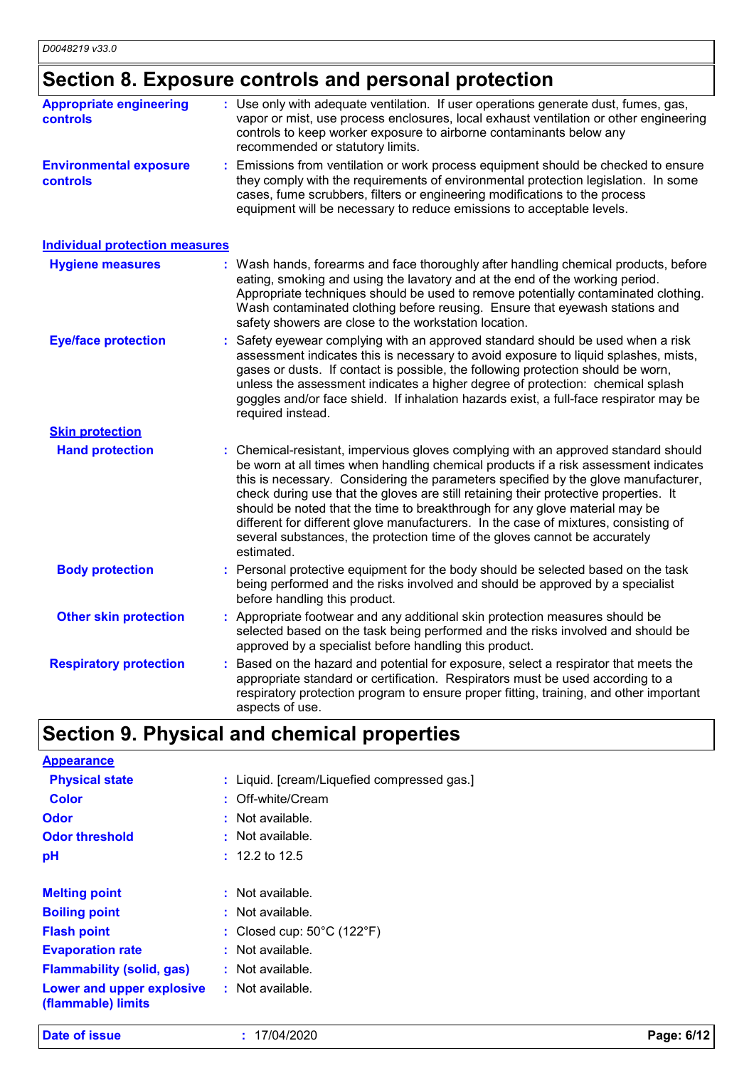## Section 8. Exposure controls and personal protection

| | |
|---|---|
| **Appropriate engineering controls** | : Use only with adequate ventilation. If user operations generate dust, fumes, gas, vapor or mist, use process enclosures, local exhaust ventilation or other engineering controls to keep worker exposure to airborne contaminants below any recommended or statutory limits. |
| **Environmental exposure controls** | : Emissions from ventilation or work process equipment should be checked to ensure they comply with the requirements of environmental protection legislation. In some cases, fume scrubbers, filters or engineering modifications to the process equipment will be necessary to reduce emissions to acceptable levels. |

### Individual protection measures

| | |
|---|---|
| **Hygiene measures** | : Wash hands, forearms and face thoroughly after handling chemical products, before eating, smoking and using the lavatory and at the end of the working period. Appropriate techniques should be used to remove potentially contaminated clothing. Wash contaminated clothing before reusing. Ensure that eyewash stations and safety showers are close to the workstation location. |
| **Eye/face protection** | : Safety eyewear complying with an approved standard should be used when a risk assessment indicates this is necessary to avoid exposure to liquid splashes, mists, gases or dusts. If contact is possible, the following protection should be worn, unless the assessment indicates a higher degree of protection: chemical splash goggles and/or face shield. If inhalation hazards exist, a full-face respirator may be required instead. |

**Skin protection**

| | |
|---|---|
| **Hand protection** | : Chemical-resistant, impervious gloves complying with an approved standard should be worn at all times when handling chemical products if a risk assessment indicates this is necessary. Considering the parameters specified by the glove manufacturer, check during use that the gloves are still retaining their protective properties. It should be noted that the time to breakthrough for any glove material may be different for different glove manufacturers. In the case of mixtures, consisting of several substances, the protection time of the gloves cannot be accurately estimated. |
| **Body protection** | : Personal protective equipment for the body should be selected based on the task being performed and the risks involved and should be approved by a specialist before handling this product. |
| **Other skin protection** | : Appropriate footwear and any additional skin protection measures should be selected based on the task being performed and the risks involved and should be approved by a specialist before handling this product. |
| **Respiratory protection** | : Based on the hazard and potential for exposure, select a respirator that meets the appropriate standard or certification. Respirators must be used according to a respiratory protection program to ensure proper fitting, training, and other important aspects of use. |

## Section 9. Physical and chemical properties

**Appearance**

| | |
|---|---|
| **Physical state** | : Liquid. [cream/Liquefied compressed gas.] |
| **Color** | : Off-white/Cream |
| **Odor** | : Not available. |
| **Odor threshold** | : Not available. |
| **pH** | : 12.2 to 12.5 |
| **Melting point** | : Not available. |
| **Boiling point** | : Not available. |
| **Flash point** | : Closed cup: 50°C (122°F) |
| **Evaporation rate** | : Not available. |
| **Flammability (solid, gas)** | : Not available. |
| **Lower and upper explosive (flammable) limits** | : Not available. |

**Date of issue** : 17/04/2020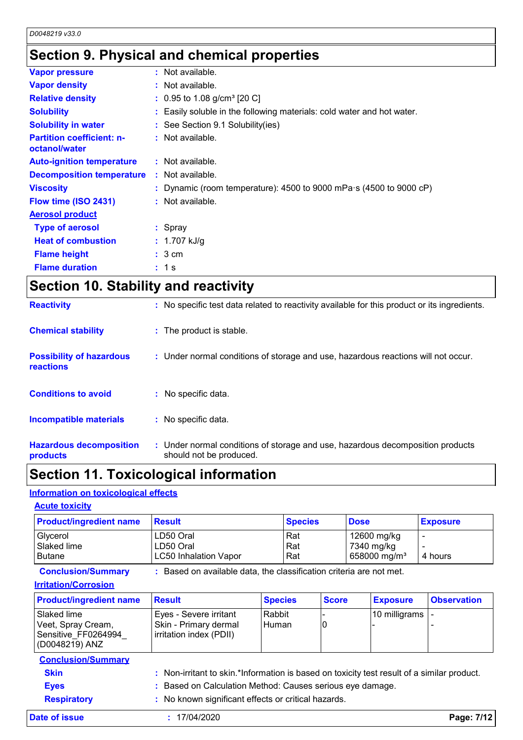# Section 9. Physical and chemical properties

**Vapor pressure** : Not available.

**Vapor density** : Not available.

**Relative density** : 0.95 to 1.08 g/cm³ [20 C]

**Solubility** : Easily soluble in the following materials: cold water and hot water.

**Solubility in water** : See Section 9.1 Solubility(ies)

**Partition coefficient: n-octanol/water** : Not available.

**Auto-ignition temperature** : Not available.

**Decomposition temperature** : Not available.

**Viscosity** : Dynamic (room temperature): 4500 to 9000 mPa·s (4500 to 9000 cP)

**Flow time (ISO 2431)** : Not available.

**Aerosol product**

**Type of aerosol** : Spray

**Heat of combustion** : 1.707 kJ/g

**Flame height** : 3 cm

**Flame duration** : 1 s

# Section 10. Stability and reactivity

**Reactivity** : No specific test data related to reactivity available for this product or its ingredients.

**Chemical stability** : The product is stable.

**Possibility of hazardous reactions** : Under normal conditions of storage and use, hazardous reactions will not occur.

**Conditions to avoid** : No specific data.

**Incompatible materials** : No specific data.

**Hazardous decomposition products** : Under normal conditions of storage and use, hazardous decomposition products should not be produced.

# Section 11. Toxicological information

## Information on toxicological effects

### Acute toxicity

| Product/ingredient name | Result | Species | Dose | Exposure |
|---|---|---|---|---|
| Glycerol | LD50 Oral | Rat | 12600 mg/kg | - |
| Slaked lime | LD50 Oral | Rat | 7340 mg/kg | - |
| Butane | LC50 Inhalation Vapor | Rat | 658000 mg/m³ | 4 hours |

**Conclusion/Summary** : Based on available data, the classification criteria are not met.

### Irritation/Corrosion

| Product/ingredient name | Result | Species | Score | Exposure | Observation |
|---|---|---|---|---|---|
| Slaked lime | Eyes - Severe irritant | Rabbit | - | 10 milligrams | - |
| Veet, Spray Cream, Sensitive_FF0264994_(D0048219) ANZ | Skin - Primary dermal irritation index (PDII) | Human | 0 | - | - |

**Conclusion/Summary**

**Skin** : Non-irritant to skin.*Information is based on toxicity test result of a similar product.

**Eyes** : Based on Calculation Method: Causes serious eye damage.

**Respiratory** : No known significant effects or critical hazards.

**Date of issue** : 17/04/2020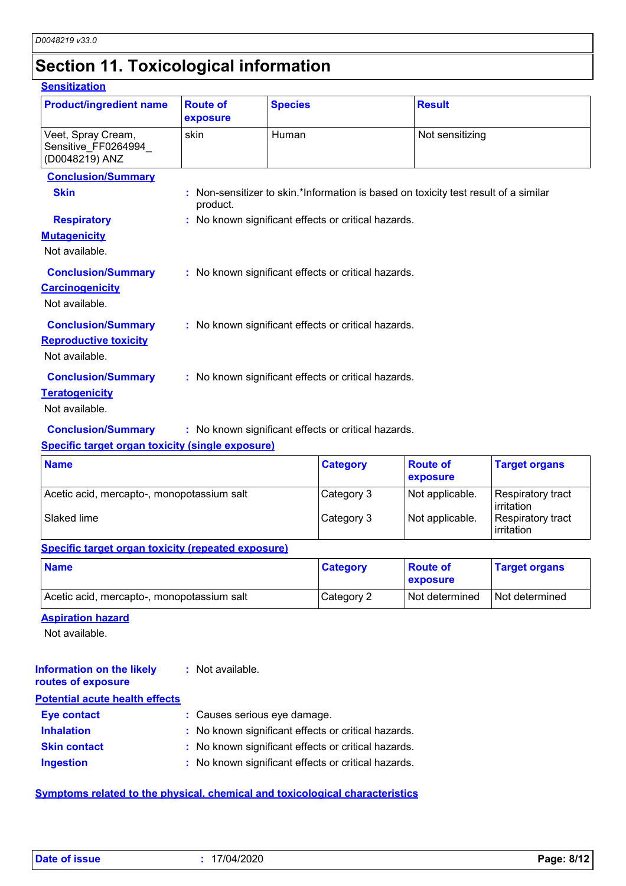# Section 11. Toxicological information

**Sensitization**

| Product/ingredient name | Route of exposure | Species | Result |
|---|---|---|---|
| Veet, Spray Cream, Sensitive_FF0264994_ (D0048219) ANZ | skin | Human | Not sensitizing |

**Conclusion/Summary**

**Skin** : Non-sensitizer to skin.*Information is based on toxicity test result of a similar product.

**Respiratory** : No known significant effects or critical hazards.

**Mutagenicity**

Not available.

**Conclusion/Summary** : No known significant effects or critical hazards.

**Carcinogenicity**

Not available.

**Conclusion/Summary** : No known significant effects or critical hazards.

**Reproductive toxicity**

Not available.

**Conclusion/Summary** : No known significant effects or critical hazards.

**Teratogenicity**

Not available.

**Conclusion/Summary** : No known significant effects or critical hazards.

**Specific target organ toxicity (single exposure)**

| Name | Category | Route of exposure | Target organs |
|---|---|---|---|
| Acetic acid, mercapto-, monopotassium salt | Category 3 | Not applicable. | Respiratory tract irritation |
| Slaked lime | Category 3 | Not applicable. | Respiratory tract irritation |

**Specific target organ toxicity (repeated exposure)**

| Name | Category | Route of exposure | Target organs |
|---|---|---|---|
| Acetic acid, mercapto-, monopotassium salt | Category 2 | Not determined | Not determined |

**Aspiration hazard**

Not available.

**Information on the likely routes of exposure** : Not available.

**Potential acute health effects**

**Eye contact** : Causes serious eye damage.

**Inhalation** : No known significant effects or critical hazards.

**Skin contact** : No known significant effects or critical hazards.

**Ingestion** : No known significant effects or critical hazards.

**Symptoms related to the physical, chemical and toxicological characteristics**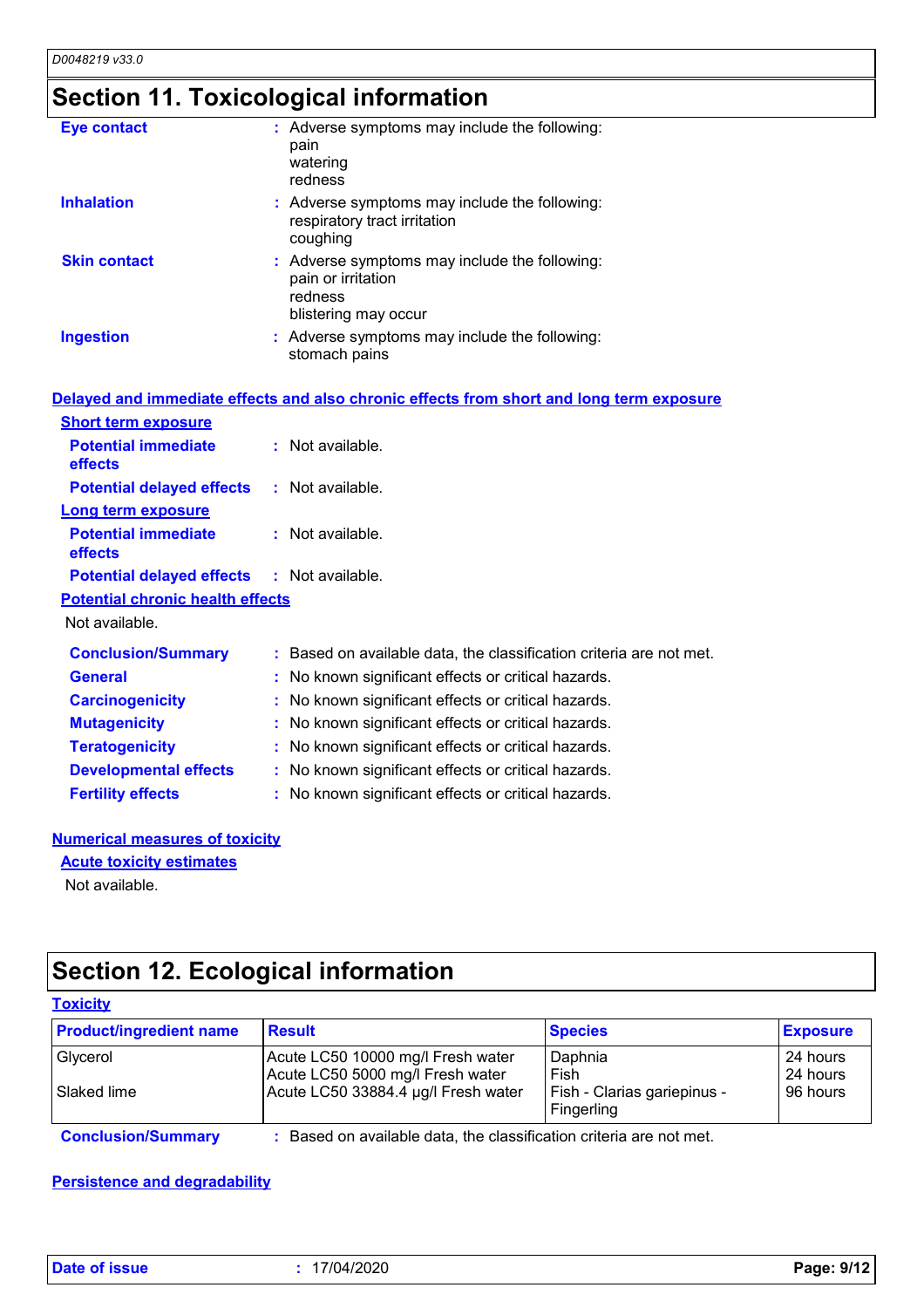## Section 11. Toxicological information

**Eye contact** : Adverse symptoms may include the following:
pain
watering
redness

**Inhalation** : Adverse symptoms may include the following:
respiratory tract irritation
coughing

**Skin contact** : Adverse symptoms may include the following:
pain or irritation
redness
blistering may occur

**Ingestion** : Adverse symptoms may include the following:
stomach pains

### Delayed and immediate effects and also chronic effects from short and long term exposure

**Short term exposure**

**Potential immediate effects** : Not available.

**Potential delayed effects** : Not available.

**Long term exposure**

**Potential immediate effects** : Not available.

**Potential delayed effects** : Not available.

**Potential chronic health effects**

Not available.

**Conclusion/Summary** : Based on available data, the classification criteria are not met.

**General** : No known significant effects or critical hazards.

**Carcinogenicity** : No known significant effects or critical hazards.

**Mutagenicity** : No known significant effects or critical hazards.

**Teratogenicity** : No known significant effects or critical hazards.

**Developmental effects** : No known significant effects or critical hazards.

**Fertility effects** : No known significant effects or critical hazards.

### Numerical measures of toxicity

**Acute toxicity estimates**

Not available.

## Section 12. Ecological information

### Toxicity

| Product/ingredient name | Result | Species | Exposure |
|---|---|---|---|
| Glycerol | Acute LC50 10000 mg/l Fresh water | Daphnia | 24 hours |
| | Acute LC50 5000 mg/l Fresh water | Fish | 24 hours |
| Slaked lime | Acute LC50 33884.4 µg/l Fresh water | Fish - Clarias gariepinus - Fingerling | 96 hours |

**Conclusion/Summary** : Based on available data, the classification criteria are not met.

### Persistence and degradability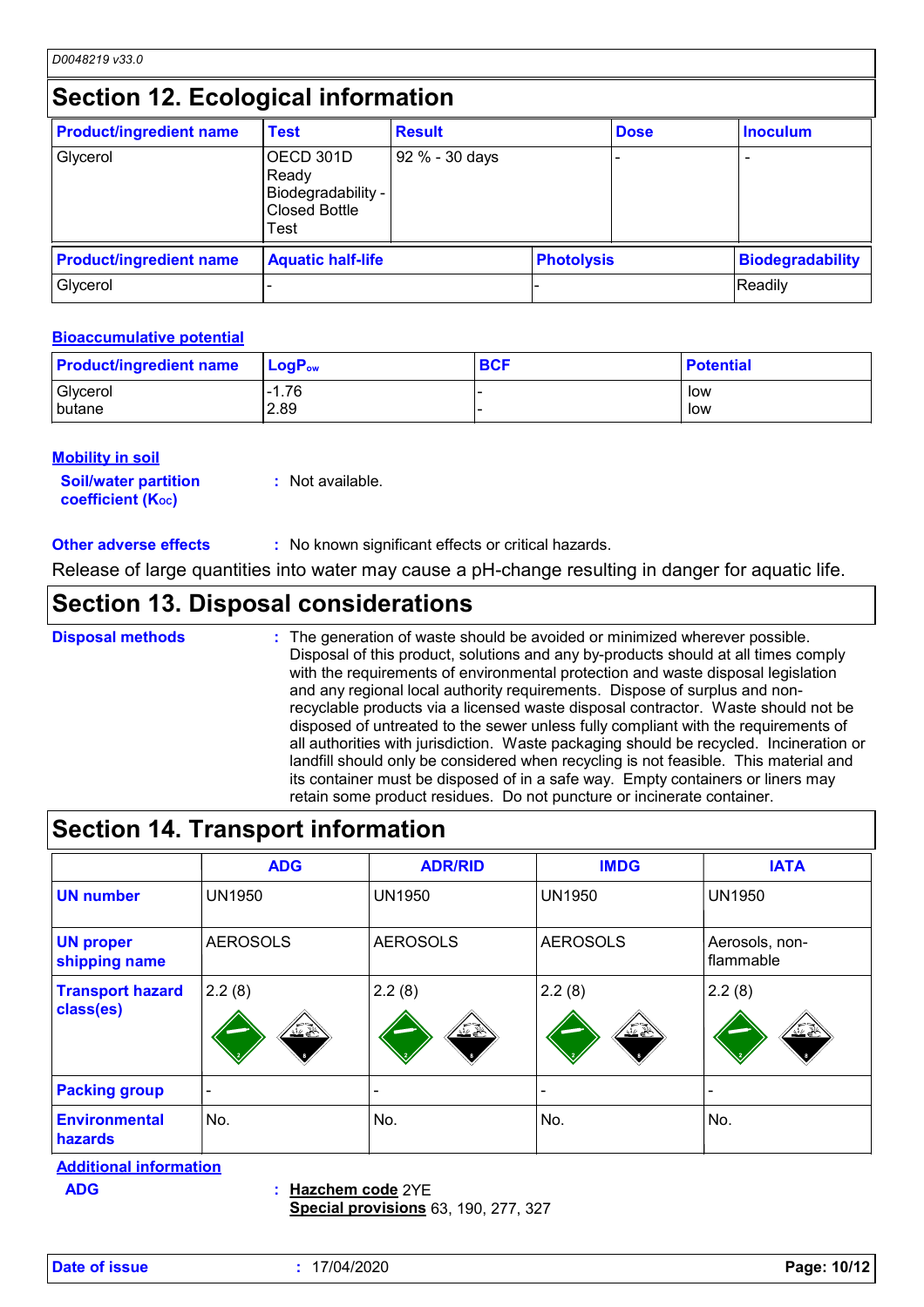## Section 12. Ecological information

| Product/ingredient name | Test | Result | Dose | Inoculum |
|---|---|---|---|---|
| Glycerol | OECD 301D Ready Biodegradability - Closed Bottle Test | 92 % - 30 days | - | - |

| Product/ingredient name | Aquatic half-life | Photolysis | Biodegradability |
|---|---|---|---|
| Glycerol | - | - | Readily |

**Bioaccumulative potential**

| Product/ingredient name | $LogP_{ow}$ | BCF | Potential |
|---|---|---|---|
| Glycerol | -1.76 | - | low |
| butane | 2.89 | - | low |

**Mobility in soil**

**Soil/water partition coefficient ($K_{OC}$)** : Not available.

**Other adverse effects** : No known significant effects or critical hazards.

Release of large quantities into water may cause a pH-change resulting in danger for aquatic life.

## Section 13. Disposal considerations

**Disposal methods** : The generation of waste should be avoided or minimized wherever possible. Disposal of this product, solutions and any by-products should at all times comply with the requirements of environmental protection and waste disposal legislation and any regional local authority requirements. Dispose of surplus and non-recyclable products via a licensed waste disposal contractor. Waste should not be disposed of untreated to the sewer unless fully compliant with the requirements of all authorities with jurisdiction. Waste packaging should be recycled. Incineration or landfill should only be considered when recycling is not feasible. This material and its container must be disposed of in a safe way. Empty containers or liners may retain some product residues. Do not puncture or incinerate container.

## Section 14. Transport information

| | ADG | ADR/RID | IMDG | IATA |
|---|---|---|---|---|
| **UN number** | UN1950 | UN1950 | UN1950 | UN1950 |
| **UN proper shipping name** | AEROSOLS | AEROSOLS | AEROSOLS | Aerosols, non-flammable |
| **Transport hazard class(es)** | 2.2 (8) | 2.2 (8) | 2.2 (8) | 2.2 (8) |
| **Packing group** | - | - | - | - |
| **Environmental hazards** | No. | No. | No. | No. |

**Additional information**

**ADG** : **Hazchem code** 2YE
**Special provisions** 63, 190, 277, 327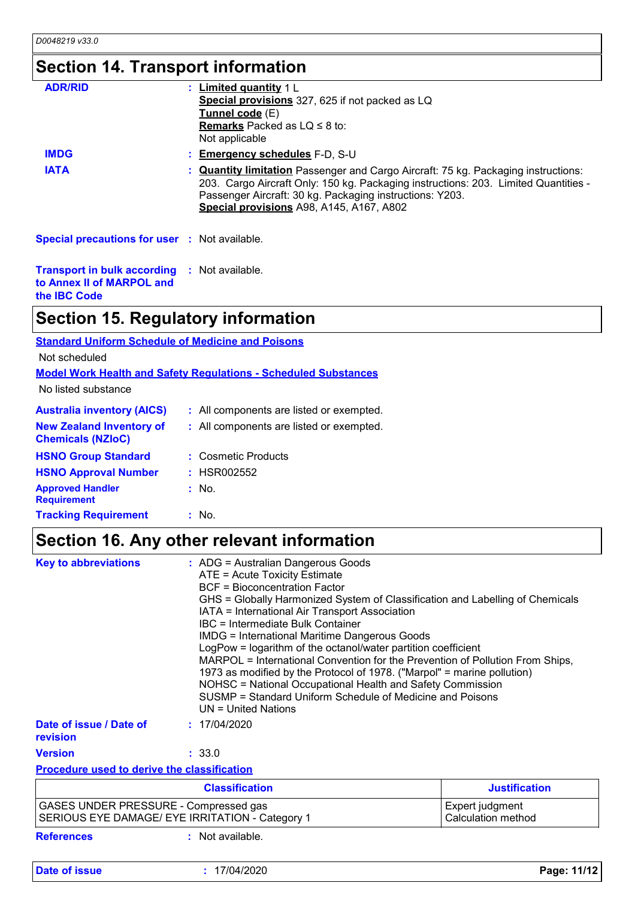## Section 14. Transport information

| | | |
|---|---|---|
| **ADR/RID** | : | **Limited quantity** 1 L<br>**Special provisions** 327, 625 if not packed as LQ<br>**Tunnel code** (E)<br>**Remarks** Packed as LQ ≤ 8 to:<br>Not applicable |
| **IMDG** | : | **Emergency schedules** F-D, S-U |
| **IATA** | : | **Quantity limitation** Passenger and Cargo Aircraft: 75 kg. Packaging instructions: 203. Cargo Aircraft Only: 150 kg. Packaging instructions: 203. Limited Quantities - Passenger Aircraft: 30 kg. Packaging instructions: Y203.<br>**Special provisions** A98, A145, A167, A802 |

**Special precautions for user** : Not available.

**Transport in bulk according to Annex II of MARPOL and the IBC Code** : Not available.

## Section 15. Regulatory information

**Standard Uniform Schedule of Medicine and Poisons**

Not scheduled

**Model Work Health and Safety Regulations - Scheduled Substances**

No listed substance

**Australia inventory (AICS)** : All components are listed or exempted.

**New Zealand Inventory of Chemicals (NZIoC)** : All components are listed or exempted.

**HSNO Group Standard** : Cosmetic Products

**HSNO Approval Number** : HSR002552

**Approved Handler Requirement** : No.

**Tracking Requirement** : No.

## Section 16. Any other relevant information

**Key to abbreviations** :
ADG = Australian Dangerous Goods
ATE = Acute Toxicity Estimate
BCF = Bioconcentration Factor
GHS = Globally Harmonized System of Classification and Labelling of Chemicals
IATA = International Air Transport Association
IBC = Intermediate Bulk Container
IMDG = International Maritime Dangerous Goods
LogPow = logarithm of the octanol/water partition coefficient
MARPOL = International Convention for the Prevention of Pollution From Ships, 1973 as modified by the Protocol of 1978. ("Marpol" = marine pollution)
NOHSC = National Occupational Health and Safety Commission
SUSMP = Standard Uniform Schedule of Medicine and Poisons
UN = United Nations

**Date of issue / Date of revision** : 17/04/2020

**Version** : 33.0

**Procedure used to derive the classification**

| Classification | Justification |
|---|---|
| GASES UNDER PRESSURE - Compressed gas<br>SERIOUS EYE DAMAGE/ EYE IRRITATION - Category 1 | Expert judgment<br>Calculation method |

**References** : Not available.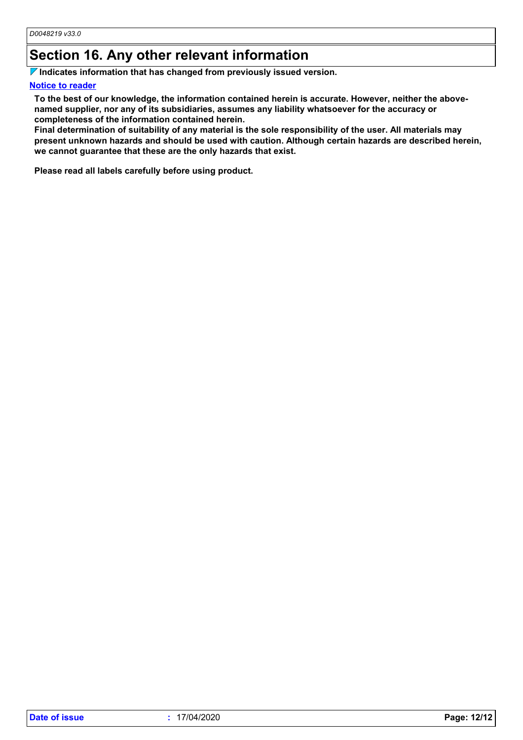## Section 16. Any other relevant information

**Indicates information that has changed from previously issued version.**

**Notice to reader**

**To the best of our knowledge, the information contained herein is accurate. However, neither the above-named supplier, nor any of its subsidiaries, assumes any liability whatsoever for the accuracy or completeness of the information contained herein.**

**Final determination of suitability of any material is the sole responsibility of the user. All materials may present unknown hazards and should be used with caution. Although certain hazards are described herein, we cannot guarantee that these are the only hazards that exist.**

**Please read all labels carefully before using product.**